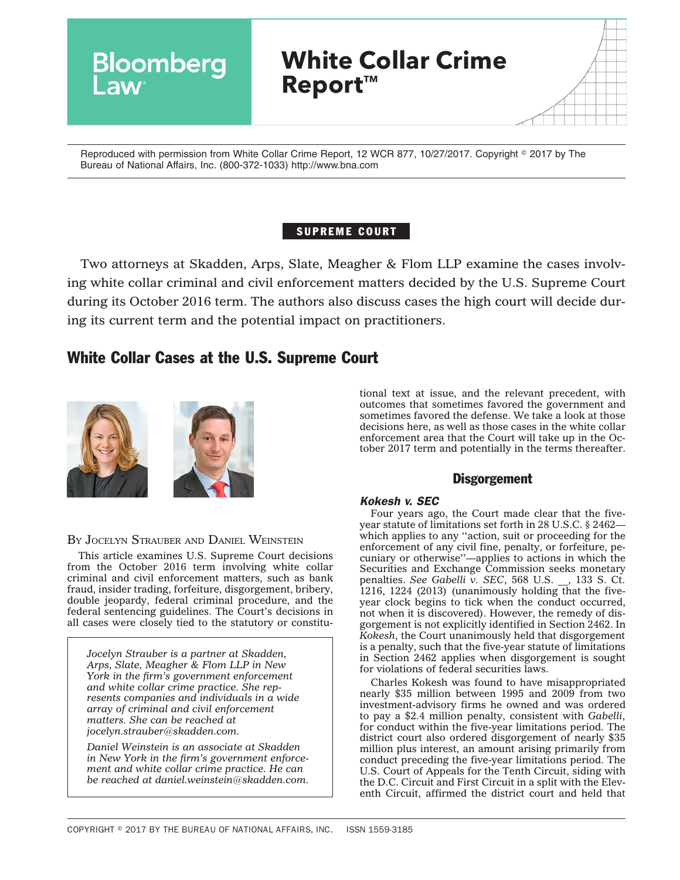Bloomberg Law

# White Collar Crime Report™

Reproduced with permission from White Collar Crime Report, 12 WCR 877, 10/27/2017. Copyright © 2017 by The Bureau of National Affairs, Inc. (800-372-1033) http://www.bna.com

**SUPREME COURT**

Two attorneys at Skadden, Arps, Slate, Meagher & Flom LLP examine the cases involving white collar criminal and civil enforcement matters decided by the U.S. Supreme Court during its October 2016 term. The authors also discuss cases the high court will decide during its current term and the potential impact on practitioners.

## White Collar Cases at the U.S. Supreme Court

BY JOCELYN STRAUBER AND DANIEL WEINSTEIN

This article examines U.S. Supreme Court decisions from the October 2016 term involving white collar criminal and civil enforcement matters, such as bank fraud, insider trading, forfeiture, disgorgement, bribery, double jeopardy, federal criminal procedure, and the federal sentencing guidelines. The Court's decisions in all cases were closely tied to the statutory or constitutional text at issue, and the relevant precedent, with outcomes that sometimes favored the government and sometimes favored the defense. We take a look at those decisions here, as well as those cases in the white collar enforcement area that the Court will take up in the October 2017 term and potentially in the terms thereafter.

*Jocelyn Strauber is a partner at Skadden, Arps, Slate, Meagher & Flom LLP in New York in the firm's government enforcement and white collar crime practice. She represents companies and individuals in a wide array of criminal and civil enforcement matters. She can be reached at jocelyn.strauber@skadden.com.*

*Daniel Weinstein is an associate at Skadden in New York in the firm's government enforcement and white collar crime practice. He can be reached at daniel.weinstein@skadden.com.*

### Disgorgement

#### *Kokesh v. SEC*

Four years ago, the Court made clear that the five-year statute of limitations set forth in 28 U.S.C. § 2462—which applies to any "action, suit or proceeding for the enforcement of any civil fine, penalty, or forfeiture, pecuniary or otherwise"—applies to actions in which the Securities and Exchange Commission seeks monetary penalties. *See Gabelli v. SEC*, 568 U.S. __, 133 S. Ct. 1216, 1224 (2013) (unanimously holding that the five-year clock begins to tick when the conduct occurred, not when it is discovered). However, the remedy of disgorgement is not explicitly identified in Section 2462. In *Kokesh*, the Court unanimously held that disgorgement is a penalty, such that the five-year statute of limitations in Section 2462 applies when disgorgement is sought for violations of federal securities laws.

Charles Kokesh was found to have misappropriated nearly $35 million between 1995 and 2009 from two investment-advisory firms he owned and was ordered to pay a $2.4 million penalty, consistent with *Gabelli*, for conduct within the five-year limitations period. The district court also ordered disgorgement of nearly $35 million plus interest, an amount arising primarily from conduct preceding the five-year limitations period. The U.S. Court of Appeals for the Tenth Circuit, siding with the D.C. Circuit and First Circuit in a split with the Eleventh Circuit, affirmed the district court and held that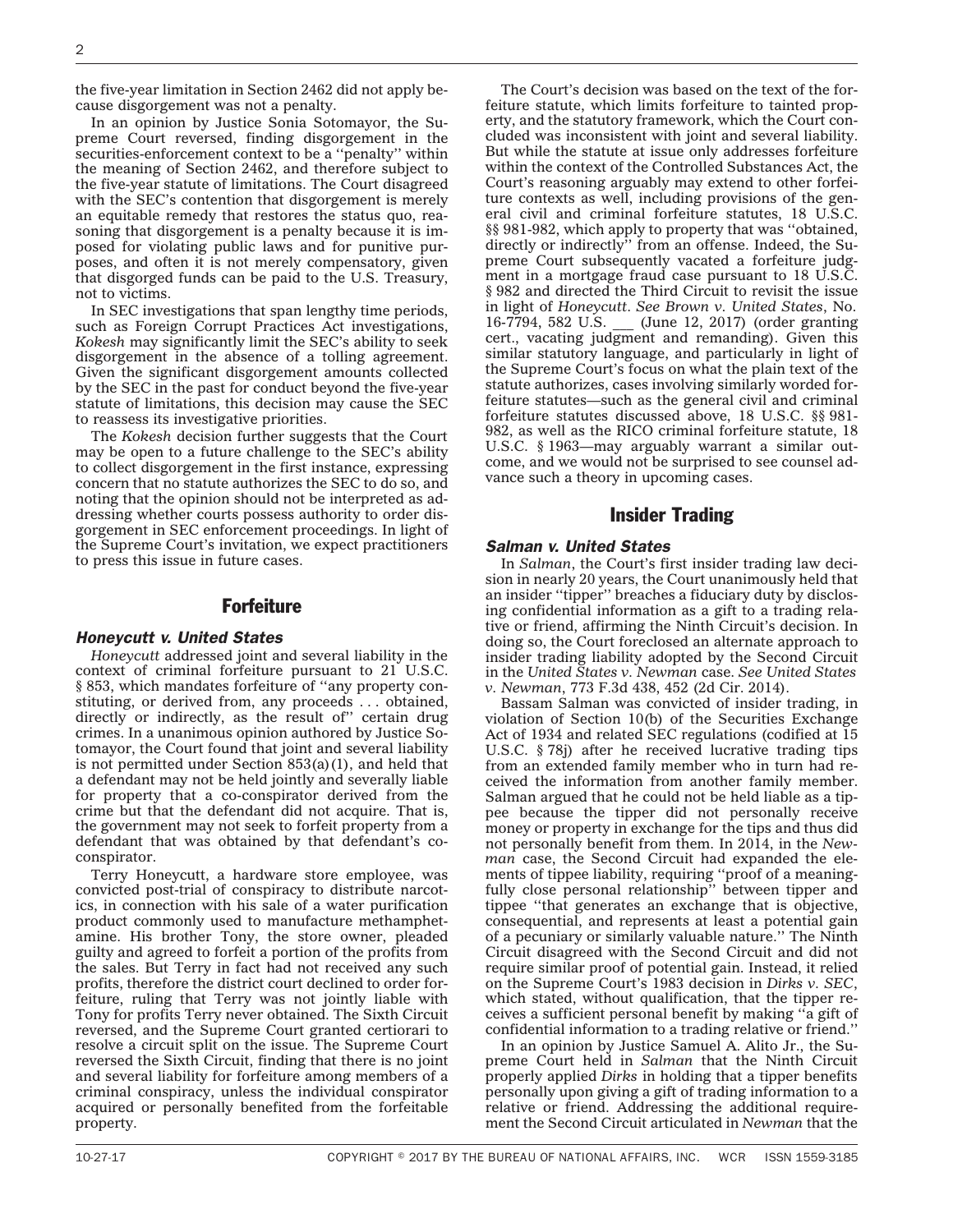the five-year limitation in Section 2462 did not apply because disgorgement was not a penalty.

In an opinion by Justice Sonia Sotomayor, the Supreme Court reversed, finding disgorgement in the securities-enforcement context to be a ''penalty'' within the meaning of Section 2462, and therefore subject to the five-year statute of limitations. The Court disagreed with the SEC's contention that disgorgement is merely an equitable remedy that restores the status quo, reasoning that disgorgement is a penalty because it is imposed for violating public laws and for punitive purposes, and often it is not merely compensatory, given that disgorged funds can be paid to the U.S. Treasury, not to victims.

In SEC investigations that span lengthy time periods, such as Foreign Corrupt Practices Act investigations, *Kokesh* may significantly limit the SEC's ability to seek disgorgement in the absence of a tolling agreement. Given the significant disgorgement amounts collected by the SEC in the past for conduct beyond the five-year statute of limitations, this decision may cause the SEC to reassess its investigative priorities.

The *Kokesh* decision further suggests that the Court may be open to a future challenge to the SEC's ability to collect disgorgement in the first instance, expressing concern that no statute authorizes the SEC to do so, and noting that the opinion should not be interpreted as addressing whether courts possess authority to order disgorgement in SEC enforcement proceedings. In light of the Supreme Court's invitation, we expect practitioners to press this issue in future cases.

## Forfeiture

### *Honeycutt v. United States*

*Honeycutt* addressed joint and several liability in the context of criminal forfeiture pursuant to 21 U.S.C. § 853, which mandates forfeiture of ''any property constituting, or derived from, any proceeds . . . obtained, directly or indirectly, as the result of'' certain drug crimes. In a unanimous opinion authored by Justice Sotomayor, the Court found that joint and several liability is not permitted under Section 853(a)(1), and held that a defendant may not be held jointly and severally liable for property that a co-conspirator derived from the crime but that the defendant did not acquire. That is, the government may not seek to forfeit property from a defendant that was obtained by that defendant's co-conspirator.

Terry Honeycutt, a hardware store employee, was convicted post-trial of conspiracy to distribute narcotics, in connection with his sale of a water purification product commonly used to manufacture methamphetamine. His brother Tony, the store owner, pleaded guilty and agreed to forfeit a portion of the profits from the sales. But Terry in fact had not received any such profits, therefore the district court declined to order forfeiture, ruling that Terry was not jointly liable with Tony for profits Terry never obtained. The Sixth Circuit reversed, and the Supreme Court granted certiorari to resolve a circuit split on the issue. The Supreme Court reversed the Sixth Circuit, finding that there is no joint and several liability for forfeiture among members of a criminal conspiracy, unless the individual conspirator acquired or personally benefited from the forfeitable property.

The Court's decision was based on the text of the forfeiture statute, which limits forfeiture to tainted property, and the statutory framework, which the Court concluded was inconsistent with joint and several liability. But while the statute at issue only addresses forfeiture within the context of the Controlled Substances Act, the Court's reasoning arguably may extend to other forfeiture contexts as well, including provisions of the general civil and criminal forfeiture statutes, 18 U.S.C. §§ 981-982, which apply to property that was ''obtained, directly or indirectly'' from an offense. Indeed, the Supreme Court subsequently vacated a forfeiture judgment in a mortgage fraud case pursuant to 18 U.S.C. § 982 and directed the Third Circuit to revisit the issue in light of *Honeycutt*. *See Brown v. United States*, No. 16-7794, 582 U.S. \_\_\_ (June 12, 2017) (order granting cert., vacating judgment and remanding). Given this similar statutory language, and particularly in light of the Supreme Court's focus on what the plain text of the statute authorizes, cases involving similarly worded forfeiture statutes—such as the general civil and criminal forfeiture statutes discussed above, 18 U.S.C. §§ 981-982, as well as the RICO criminal forfeiture statute, 18 U.S.C. § 1963—may arguably warrant a similar outcome, and we would not be surprised to see counsel advance such a theory in upcoming cases.

## Insider Trading

### *Salman v. United States*

In *Salman*, the Court's first insider trading law decision in nearly 20 years, the Court unanimously held that an insider ''tipper'' breaches a fiduciary duty by disclosing confidential information as a gift to a trading relative or friend, affirming the Ninth Circuit's decision. In doing so, the Court foreclosed an alternate approach to insider trading liability adopted by the Second Circuit in the *United States v. Newman* case. *See United States v. Newman*, 773 F.3d 438, 452 (2d Cir. 2014).

Bassam Salman was convicted of insider trading, in violation of Section 10(b) of the Securities Exchange Act of 1934 and related SEC regulations (codified at 15 U.S.C. § 78j) after he received lucrative trading tips from an extended family member who in turn had received the information from another family member. Salman argued that he could not be held liable as a tippee because the tipper did not personally receive money or property in exchange for the tips and thus did not personally benefit from them. In 2014, in the *Newman* case, the Second Circuit had expanded the elements of tippee liability, requiring ''proof of a meaningfully close personal relationship'' between tipper and tippee ''that generates an exchange that is objective, consequential, and represents at least a potential gain of a pecuniary or similarly valuable nature.'' The Ninth Circuit disagreed with the Second Circuit and did not require similar proof of potential gain. Instead, it relied on the Supreme Court's 1983 decision in *Dirks v. SEC*, which stated, without qualification, that the tipper receives a sufficient personal benefit by making ''a gift of confidential information to a trading relative or friend.''

In an opinion by Justice Samuel A. Alito Jr., the Supreme Court held in *Salman* that the Ninth Circuit properly applied *Dirks* in holding that a tipper benefits personally upon giving a gift of trading information to a relative or friend. Addressing the additional requirement the Second Circuit articulated in *Newman* that the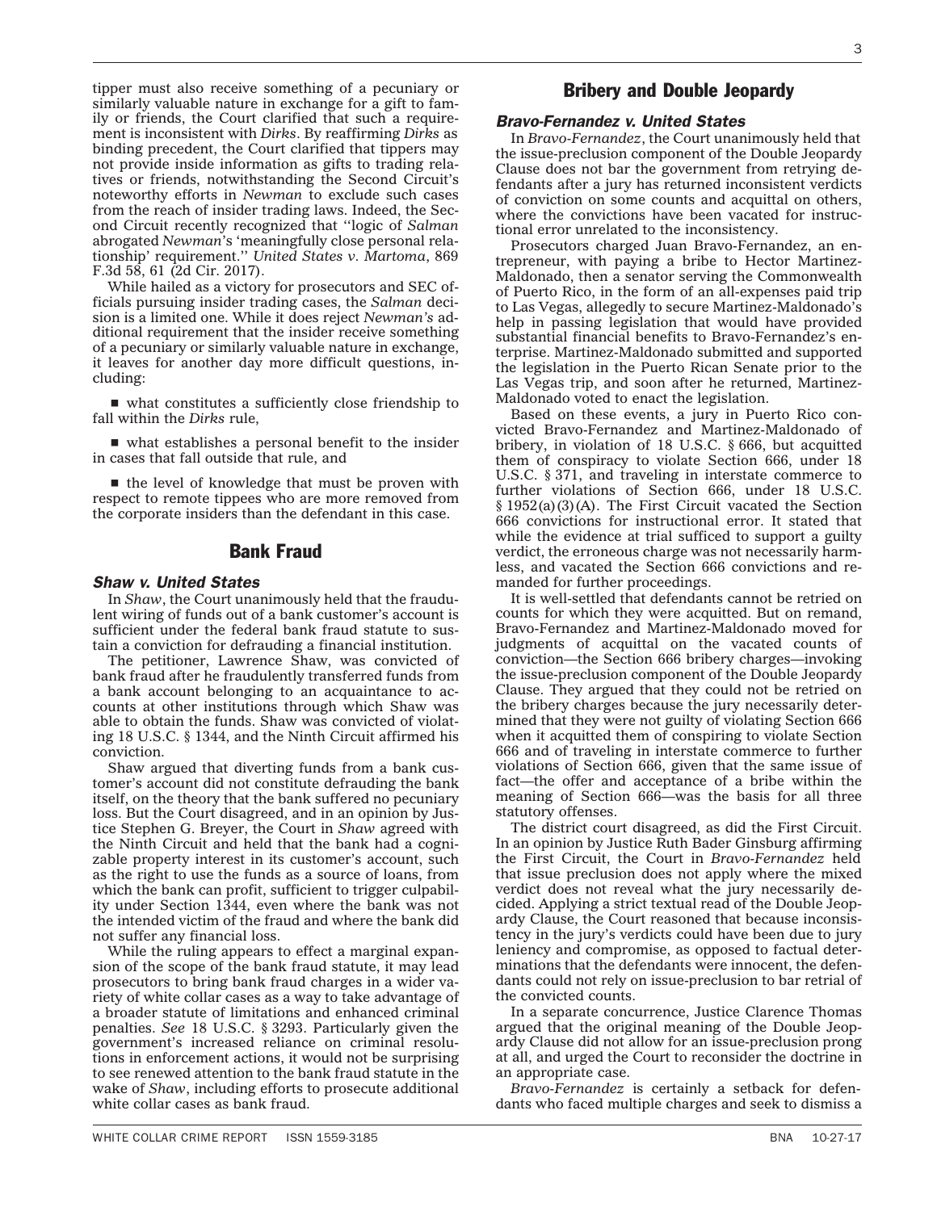tipper must also receive something of a pecuniary or similarly valuable nature in exchange for a gift to family or friends, the Court clarified that such a requirement is inconsistent with *Dirks*. By reaffirming *Dirks* as binding precedent, the Court clarified that tippers may not provide inside information as gifts to trading relatives or friends, notwithstanding the Second Circuit's noteworthy efforts in *Newman* to exclude such cases from the reach of insider trading laws. Indeed, the Second Circuit recently recognized that ''logic of *Salman* abrogated *Newman*'s 'meaningfully close personal relationship' requirement.'' *United States v. Martoma*, 869 F.3d 58, 61 (2d Cir. 2017).

While hailed as a victory for prosecutors and SEC officials pursuing insider trading cases, the *Salman* decision is a limited one. While it does reject *Newman's* additional requirement that the insider receive something of a pecuniary or similarly valuable nature in exchange, it leaves for another day more difficult questions, including:

- what constitutes a sufficiently close friendship to fall within the *Dirks* rule,

- what establishes a personal benefit to the insider in cases that fall outside that rule, and

- the level of knowledge that must be proven with respect to remote tippees who are more removed from the corporate insiders than the defendant in this case.

## Bank Fraud

### *Shaw v. United States*

In *Shaw*, the Court unanimously held that the fraudulent wiring of funds out of a bank customer's account is sufficient under the federal bank fraud statute to sustain a conviction for defrauding a financial institution.

The petitioner, Lawrence Shaw, was convicted of bank fraud after he fraudulently transferred funds from a bank account belonging to an acquaintance to accounts at other institutions through which Shaw was able to obtain the funds. Shaw was convicted of violating 18 U.S.C. § 1344, and the Ninth Circuit affirmed his conviction.

Shaw argued that diverting funds from a bank customer's account did not constitute defrauding the bank itself, on the theory that the bank suffered no pecuniary loss. But the Court disagreed, and in an opinion by Justice Stephen G. Breyer, the Court in *Shaw* agreed with the Ninth Circuit and held that the bank had a cognizable property interest in its customer's account, such as the right to use the funds as a source of loans, from which the bank can profit, sufficient to trigger culpability under Section 1344, even where the bank was not the intended victim of the fraud and where the bank did not suffer any financial loss.

While the ruling appears to effect a marginal expansion of the scope of the bank fraud statute, it may lead prosecutors to bring bank fraud charges in a wider variety of white collar cases as a way to take advantage of a broader statute of limitations and enhanced criminal penalties. *See* 18 U.S.C. § 3293. Particularly given the government's increased reliance on criminal resolutions in enforcement actions, it would not be surprising to see renewed attention to the bank fraud statute in the wake of *Shaw*, including efforts to prosecute additional white collar cases as bank fraud.

## Bribery and Double Jeopardy

### *Bravo-Fernandez v. United States*

In *Bravo-Fernandez*, the Court unanimously held that the issue-preclusion component of the Double Jeopardy Clause does not bar the government from retrying defendants after a jury has returned inconsistent verdicts of conviction on some counts and acquittal on others, where the convictions have been vacated for instructional error unrelated to the inconsistency.

Prosecutors charged Juan Bravo-Fernandez, an entrepreneur, with paying a bribe to Hector Martinez-Maldonado, then a senator serving the Commonwealth of Puerto Rico, in the form of an all-expenses paid trip to Las Vegas, allegedly to secure Martinez-Maldonado's help in passing legislation that would have provided substantial financial benefits to Bravo-Fernandez's enterprise. Martinez-Maldonado submitted and supported the legislation in the Puerto Rican Senate prior to the Las Vegas trip, and soon after he returned, Martinez-Maldonado voted to enact the legislation.

Based on these events, a jury in Puerto Rico convicted Bravo-Fernandez and Martinez-Maldonado of bribery, in violation of 18 U.S.C. § 666, but acquitted them of conspiracy to violate Section 666, under 18 U.S.C. § 371, and traveling in interstate commerce to further violations of Section 666, under 18 U.S.C. § 1952(a)(3)(A). The First Circuit vacated the Section 666 convictions for instructional error. It stated that while the evidence at trial sufficed to support a guilty verdict, the erroneous charge was not necessarily harmless, and vacated the Section 666 convictions and remanded for further proceedings.

It is well-settled that defendants cannot be retried on counts for which they were acquitted. But on remand, Bravo-Fernandez and Martinez-Maldonado moved for judgments of acquittal on the vacated counts of conviction—the Section 666 bribery charges—invoking the issue-preclusion component of the Double Jeopardy Clause. They argued that they could not be retried on the bribery charges because the jury necessarily determined that they were not guilty of violating Section 666 when it acquitted them of conspiring to violate Section 666 and of traveling in interstate commerce to further violations of Section 666, given that the same issue of fact—the offer and acceptance of a bribe within the meaning of Section 666—was the basis for all three statutory offenses.

The district court disagreed, as did the First Circuit. In an opinion by Justice Ruth Bader Ginsburg affirming the First Circuit, the Court in *Bravo-Fernandez* held that issue preclusion does not apply where the mixed verdict does not reveal what the jury necessarily decided. Applying a strict textual read of the Double Jeopardy Clause, the Court reasoned that because inconsistency in the jury's verdicts could have been due to jury leniency and compromise, as opposed to factual determinations that the defendants were innocent, the defendants could not rely on issue-preclusion to bar retrial of the convicted counts.

In a separate concurrence, Justice Clarence Thomas argued that the original meaning of the Double Jeopardy Clause did not allow for an issue-preclusion prong at all, and urged the Court to reconsider the doctrine in an appropriate case.

*Bravo-Fernandez* is certainly a setback for defendants who faced multiple charges and seek to dismiss a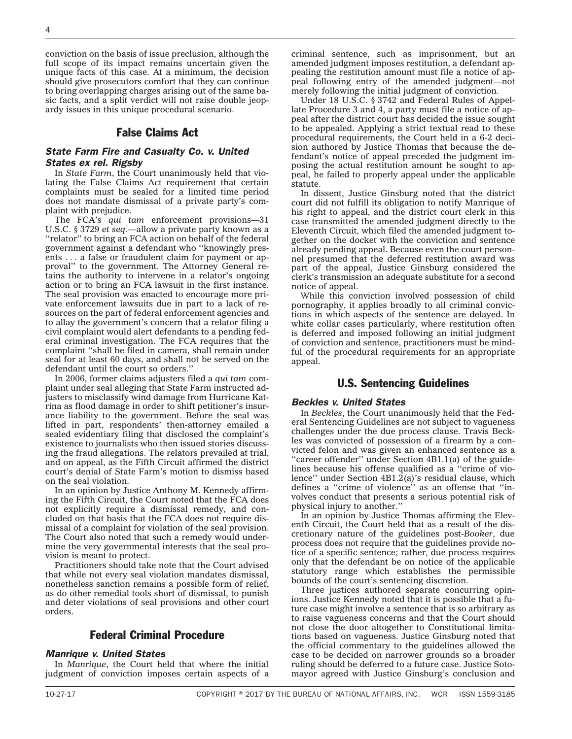conviction on the basis of issue preclusion, although the full scope of its impact remains uncertain given the unique facts of this case. At a minimum, the decision should give prosecutors comfort that they can continue to bring overlapping charges arising out of the same basic facts, and a split verdict will not raise double jeopardy issues in this unique procedural scenario.

## False Claims Act

### *State Farm Fire and Casualty Co. v. United States ex rel. Rigsby*

In *State Farm*, the Court unanimously held that violating the False Claims Act requirement that certain complaints must be sealed for a limited time period does not mandate dismissal of a private party's complaint with prejudice.

The FCA's *qui tam* enforcement provisions—31 U.S.C. § 3729 *et seq*.—allow a private party known as a ''relator'' to bring an FCA action on behalf of the federal government against a defendant who ''knowingly presents . . . a false or fraudulent claim for payment or approval'' to the government. The Attorney General retains the authority to intervene in a relator's ongoing action or to bring an FCA lawsuit in the first instance. The seal provision was enacted to encourage more private enforcement lawsuits due in part to a lack of resources on the part of federal enforcement agencies and to allay the government's concern that a relator filing a civil complaint would alert defendants to a pending federal criminal investigation. The FCA requires that the complaint ''shall be filed in camera, shall remain under seal for at least 60 days, and shall not be served on the defendant until the court so orders.''

In 2006, former claims adjusters filed a *qui tam* complaint under seal alleging that State Farm instructed adjusters to misclassify wind damage from Hurricane Katrina as flood damage in order to shift petitioner's insurance liability to the government. Before the seal was lifted in part, respondents' then-attorney emailed a sealed evidentiary filing that disclosed the complaint's existence to journalists who then issued stories discussing the fraud allegations. The relators prevailed at trial, and on appeal, as the Fifth Circuit affirmed the district court's denial of State Farm's motion to dismiss based on the seal violation.

In an opinion by Justice Anthony M. Kennedy affirming the Fifth Circuit, the Court noted that the FCA does not explicitly require a dismissal remedy, and concluded on that basis that the FCA does not require dismissal of a complaint for violation of the seal provision. The Court also noted that such a remedy would undermine the very governmental interests that the seal provision is meant to protect.

Practitioners should take note that the Court advised that while not every seal violation mandates dismissal, nonetheless sanction remains a possible form of relief, as do other remedial tools short of dismissal, to punish and deter violations of seal provisions and other court orders.

## Federal Criminal Procedure

### *Manrique v. United States*

In *Manrique*, the Court held that where the initial judgment of conviction imposes certain aspects of a criminal sentence, such as imprisonment, but an amended judgment imposes restitution, a defendant appealing the restitution amount must file a notice of appeal following entry of the amended judgment—not merely following the initial judgment of conviction.

Under 18 U.S.C. § 3742 and Federal Rules of Appellate Procedure 3 and 4, a party must file a notice of appeal after the district court has decided the issue sought to be appealed. Applying a strict textual read to these procedural requirements, the Court held in a 6-2 decision authored by Justice Thomas that because the defendant's notice of appeal preceded the judgment imposing the actual restitution amount he sought to appeal, he failed to properly appeal under the applicable statute.

In dissent, Justice Ginsburg noted that the district court did not fulfill its obligation to notify Manrique of his right to appeal, and the district court clerk in this case transmitted the amended judgment directly to the Eleventh Circuit, which filed the amended judgment together on the docket with the conviction and sentence already pending appeal. Because even the court personnel presumed that the deferred restitution award was part of the appeal, Justice Ginsburg considered the clerk's transmission an adequate substitute for a second notice of appeal.

While this conviction involved possession of child pornography, it applies broadly to all criminal convictions in which aspects of the sentence are delayed. In white collar cases particularly, where restitution often is deferred and imposed following an initial judgment of conviction and sentence, practitioners must be mindful of the procedural requirements for an appropriate appeal.

## U.S. Sentencing Guidelines

### *Beckles v. United States*

In *Beckles*, the Court unanimously held that the Federal Sentencing Guidelines are not subject to vagueness challenges under the due process clause. Travis Beckles was convicted of possession of a firearm by a convicted felon and was given an enhanced sentence as a ''career offender'' under Section 4B1.1(a) of the guidelines because his offense qualified as a ''crime of violence'' under Section 4B1.2(a)'s residual clause, which defines a ''crime of violence'' as an offense that ''involves conduct that presents a serious potential risk of physical injury to another.''

In an opinion by Justice Thomas affirming the Eleventh Circuit, the Court held that as a result of the discretionary nature of the guidelines post-*Booker*, due process does not require that the guidelines provide notice of a specific sentence; rather, due process requires only that the defendant be on notice of the applicable statutory range which establishes the permissible bounds of the court's sentencing discretion.

Three justices authored separate concurring opinions. Justice Kennedy noted that it is possible that a future case might involve a sentence that is so arbitrary as to raise vagueness concerns and that the Court should not close the door altogether to Constitutional limitations based on vagueness. Justice Ginsburg noted that the official commentary to the guidelines allowed the case to be decided on narrower grounds so a broader ruling should be deferred to a future case. Justice Sotomayor agreed with Justice Ginsburg's conclusion and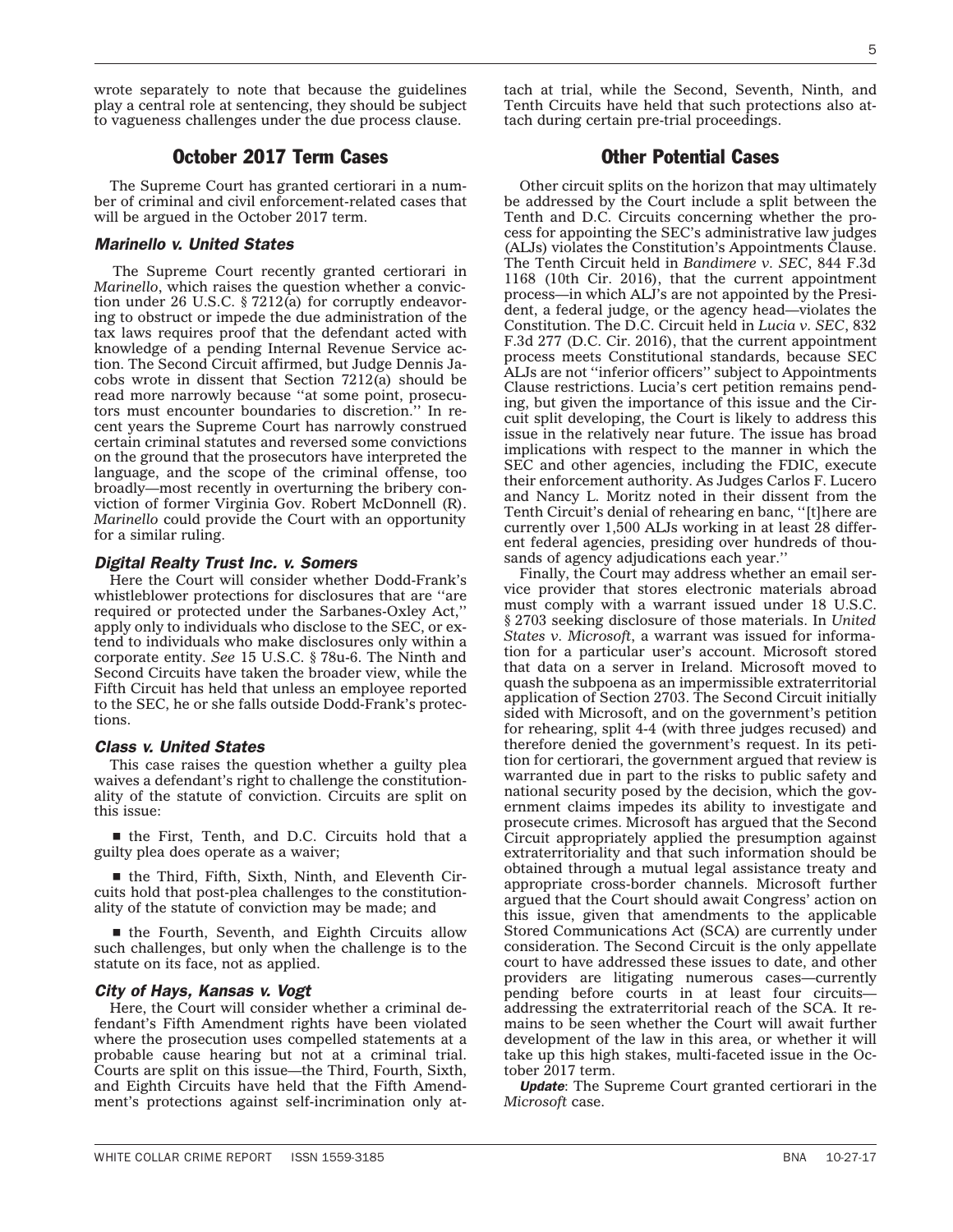wrote separately to note that because the guidelines play a central role at sentencing, they should be subject to vagueness challenges under the due process clause.

## October 2017 Term Cases

The Supreme Court has granted certiorari in a number of criminal and civil enforcement-related cases that will be argued in the October 2017 term.

### *Marinello v. United States*

The Supreme Court recently granted certiorari in *Marinello*, which raises the question whether a conviction under 26 U.S.C. § 7212(a) for corruptly endeavoring to obstruct or impede the due administration of the tax laws requires proof that the defendant acted with knowledge of a pending Internal Revenue Service action. The Second Circuit affirmed, but Judge Dennis Jacobs wrote in dissent that Section 7212(a) should be read more narrowly because ''at some point, prosecutors must encounter boundaries to discretion.'' In recent years the Supreme Court has narrowly construed certain criminal statutes and reversed some convictions on the ground that the prosecutors have interpreted the language, and the scope of the criminal offense, too broadly—most recently in overturning the bribery conviction of former Virginia Gov. Robert McDonnell (R). *Marinello* could provide the Court with an opportunity for a similar ruling.

### *Digital Realty Trust Inc. v. Somers*

Here the Court will consider whether Dodd-Frank's whistleblower protections for disclosures that are ''are required or protected under the Sarbanes-Oxley Act,'' apply only to individuals who disclose to the SEC, or extend to individuals who make disclosures only within a corporate entity. *See* 15 U.S.C. § 78u-6. The Ninth and Second Circuits have taken the broader view, while the Fifth Circuit has held that unless an employee reported to the SEC, he or she falls outside Dodd-Frank's protections.

### *Class v. United States*

This case raises the question whether a guilty plea waives a defendant's right to challenge the constitutionality of the statute of conviction. Circuits are split on this issue:

- the First, Tenth, and D.C. Circuits hold that a guilty plea does operate as a waiver;
- the Third, Fifth, Sixth, Ninth, and Eleventh Circuits hold that post-plea challenges to the constitutionality of the statute of conviction may be made; and
- the Fourth, Seventh, and Eighth Circuits allow such challenges, but only when the challenge is to the statute on its face, not as applied.

### *City of Hays, Kansas v. Vogt*

Here, the Court will consider whether a criminal defendant's Fifth Amendment rights have been violated where the prosecution uses compelled statements at a probable cause hearing but not at a criminal trial. Courts are split on this issue—the Third, Fourth, Sixth, and Eighth Circuits have held that the Fifth Amendment's protections against self-incrimination only attach at trial, while the Second, Seventh, Ninth, and Tenth Circuits have held that such protections also attach during certain pre-trial proceedings.

## Other Potential Cases

Other circuit splits on the horizon that may ultimately be addressed by the Court include a split between the Tenth and D.C. Circuits concerning whether the process for appointing the SEC's administrative law judges (ALJs) violates the Constitution's Appointments Clause. The Tenth Circuit held in *Bandimere v. SEC*, 844 F.3d 1168 (10th Cir. 2016), that the current appointment process—in which ALJ's are not appointed by the President, a federal judge, or the agency head—violates the Constitution. The D.C. Circuit held in *Lucia v. SEC*, 832 F.3d 277 (D.C. Cir. 2016), that the current appointment process meets Constitutional standards, because SEC ALJs are not ''inferior officers'' subject to Appointments Clause restrictions. Lucia's cert petition remains pending, but given the importance of this issue and the Circuit split developing, the Court is likely to address this issue in the relatively near future. The issue has broad implications with respect to the manner in which the SEC and other agencies, including the FDIC, execute their enforcement authority. As Judges Carlos F. Lucero and Nancy L. Moritz noted in their dissent from the Tenth Circuit's denial of rehearing en banc, ''[t]here are currently over 1,500 ALJs working in at least 28 different federal agencies, presiding over hundreds of thousands of agency adjudications each year.''

Finally, the Court may address whether an email service provider that stores electronic materials abroad must comply with a warrant issued under 18 U.S.C. § 2703 seeking disclosure of those materials. In *United States v. Microsoft*, a warrant was issued for information for a particular user's account. Microsoft stored that data on a server in Ireland. Microsoft moved to quash the subpoena as an impermissible extraterritorial application of Section 2703. The Second Circuit initially sided with Microsoft, and on the government's petition for rehearing, split 4-4 (with three judges recused) and therefore denied the government's request. In its petition for certiorari, the government argued that review is warranted due in part to the risks to public safety and national security posed by the decision, which the government claims impedes its ability to investigate and prosecute crimes. Microsoft has argued that the Second Circuit appropriately applied the presumption against extraterritoriality and that such information should be obtained through a mutual legal assistance treaty and appropriate cross-border channels. Microsoft further argued that the Court should await Congress' action on this issue, given that amendments to the applicable Stored Communications Act (SCA) are currently under consideration. The Second Circuit is the only appellate court to have addressed these issues to date, and other providers are litigating numerous cases—currently pending before courts in at least four circuits—addressing the extraterritorial reach of the SCA. It remains to be seen whether the Court will await further development of the law in this area, or whether it will take up this high stakes, multi-faceted issue in the October 2017 term.

***Update***: The Supreme Court granted certiorari in the *Microsoft* case.